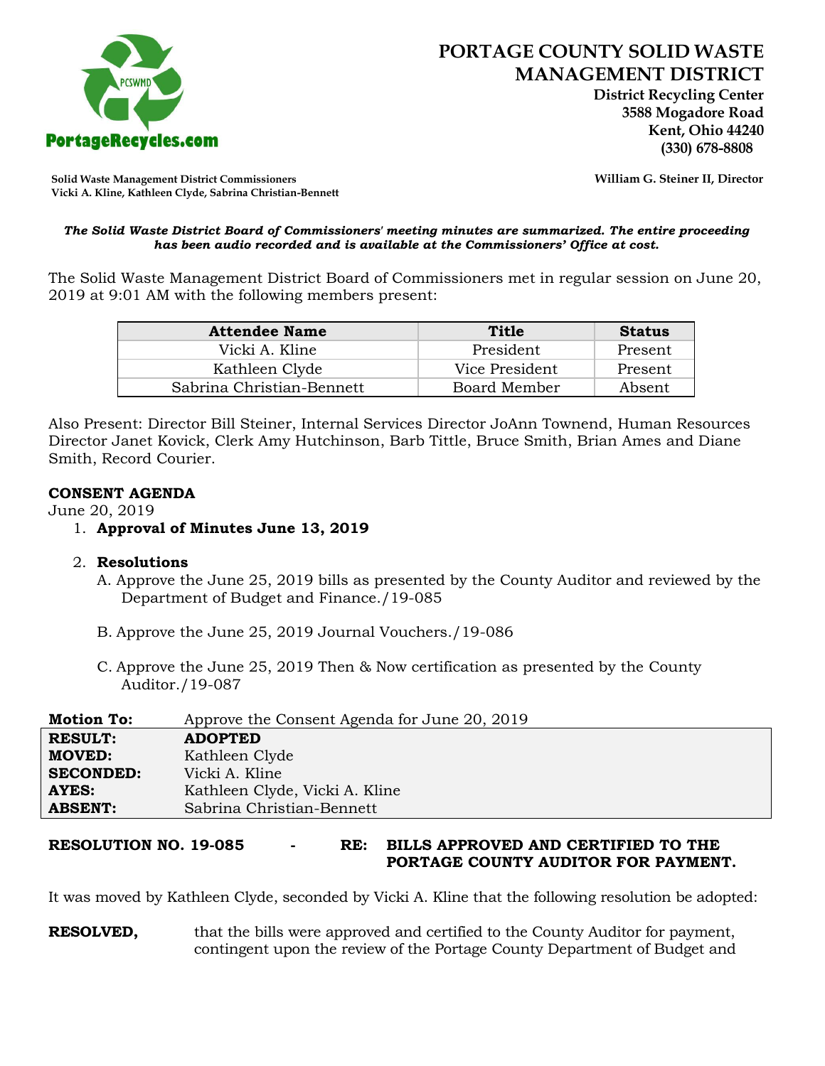# PORTAGE COUNTY SOLID WASTE MANAGEMENT DISTRICT

**District Recycling Center**
**3588 Mogadore Road**
**Kent, Ohio 44240**
**(330) 678-8808**

PortageRecycles.com

**Solid Waste Management District Commissioners**
**Vicki A. Kline, Kathleen Clyde, Sabrina Christian-Bennett**

**William G. Steiner II, Director**

***The Solid Waste District Board of Commissioners' meeting minutes are summarized. The entire proceeding has been audio recorded and is available at the Commissioners' Office at cost.***

The Solid Waste Management District Board of Commissioners met in regular session on June 20, 2019 at 9:01 AM with the following members present:

| Attendee Name | Title | Status |
|---|---|---|
| Vicki A. Kline | President | Present |
| Kathleen Clyde | Vice President | Present |
| Sabrina Christian-Bennett | Board Member | Absent |

Also Present: Director Bill Steiner, Internal Services Director JoAnn Townend, Human Resources Director Janet Kovick, Clerk Amy Hutchinson, Barb Tittle, Bruce Smith, Brian Ames and Diane Smith, Record Courier.

**CONSENT AGENDA**

June 20, 2019

1. **Approval of Minutes June 13, 2019**

2. **Resolutions**

   A. Approve the June 25, 2019 bills as presented by the County Auditor and reviewed by the Department of Budget and Finance./19-085

   B. Approve the June 25, 2019 Journal Vouchers./19-086

   C. Approve the June 25, 2019 Then & Now certification as presented by the County Auditor./19-087

| **Motion To:** | Approve the Consent Agenda for June 20, 2019 |
|---|---|
| **RESULT:** | **ADOPTED** |
| **MOVED:** | Kathleen Clyde |
| **SECONDED:** | Vicki A. Kline |
| **AYES:** | Kathleen Clyde, Vicki A. Kline |
| **ABSENT:** | Sabrina Christian-Bennett |

**RESOLUTION NO. 19-085 - RE: BILLS APPROVED AND CERTIFIED TO THE PORTAGE COUNTY AUDITOR FOR PAYMENT.**

It was moved by Kathleen Clyde, seconded by Vicki A. Kline that the following resolution be adopted:

**RESOLVED,** that the bills were approved and certified to the County Auditor for payment, contingent upon the review of the Portage County Department of Budget and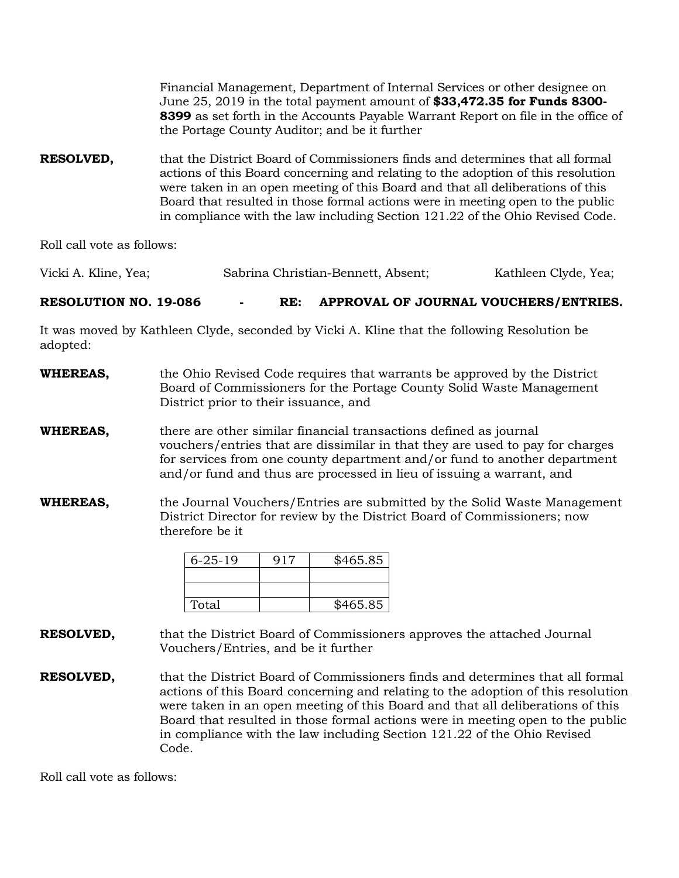Financial Management, Department of Internal Services or other designee on June 25, 2019 in the total payment amount of **$33,472.35 for Funds 8300-8399** as set forth in the Accounts Payable Warrant Report on file in the office of the Portage County Auditor; and be it further

**RESOLVED,** that the District Board of Commissioners finds and determines that all formal actions of this Board concerning and relating to the adoption of this resolution were taken in an open meeting of this Board and that all deliberations of this Board that resulted in those formal actions were in meeting open to the public in compliance with the law including Section 121.22 of the Ohio Revised Code.

Roll call vote as follows:

Vicki A. Kline, Yea; Sabrina Christian-Bennett, Absent; Kathleen Clyde, Yea;

**RESOLUTION NO. 19-086 - RE: APPROVAL OF JOURNAL VOUCHERS/ENTRIES.**

It was moved by Kathleen Clyde, seconded by Vicki A. Kline that the following Resolution be adopted:

**WHEREAS,** the Ohio Revised Code requires that warrants be approved by the District Board of Commissioners for the Portage County Solid Waste Management District prior to their issuance, and

**WHEREAS,** there are other similar financial transactions defined as journal vouchers/entries that are dissimilar in that they are used to pay for charges for services from one county department and/or fund to another department and/or fund and thus are processed in lieu of issuing a warrant, and

**WHEREAS,** the Journal Vouchers/Entries are submitted by the Solid Waste Management District Director for review by the District Board of Commissioners; now therefore be it

| 6-25-19 | 917 | $465.85 |
|---|---|---|
| | | |
| | | |
| Total | | $465.85 |

**RESOLVED,** that the District Board of Commissioners approves the attached Journal Vouchers/Entries, and be it further

**RESOLVED,** that the District Board of Commissioners finds and determines that all formal actions of this Board concerning and relating to the adoption of this resolution were taken in an open meeting of this Board and that all deliberations of this Board that resulted in those formal actions were in meeting open to the public in compliance with the law including Section 121.22 of the Ohio Revised Code.

Roll call vote as follows: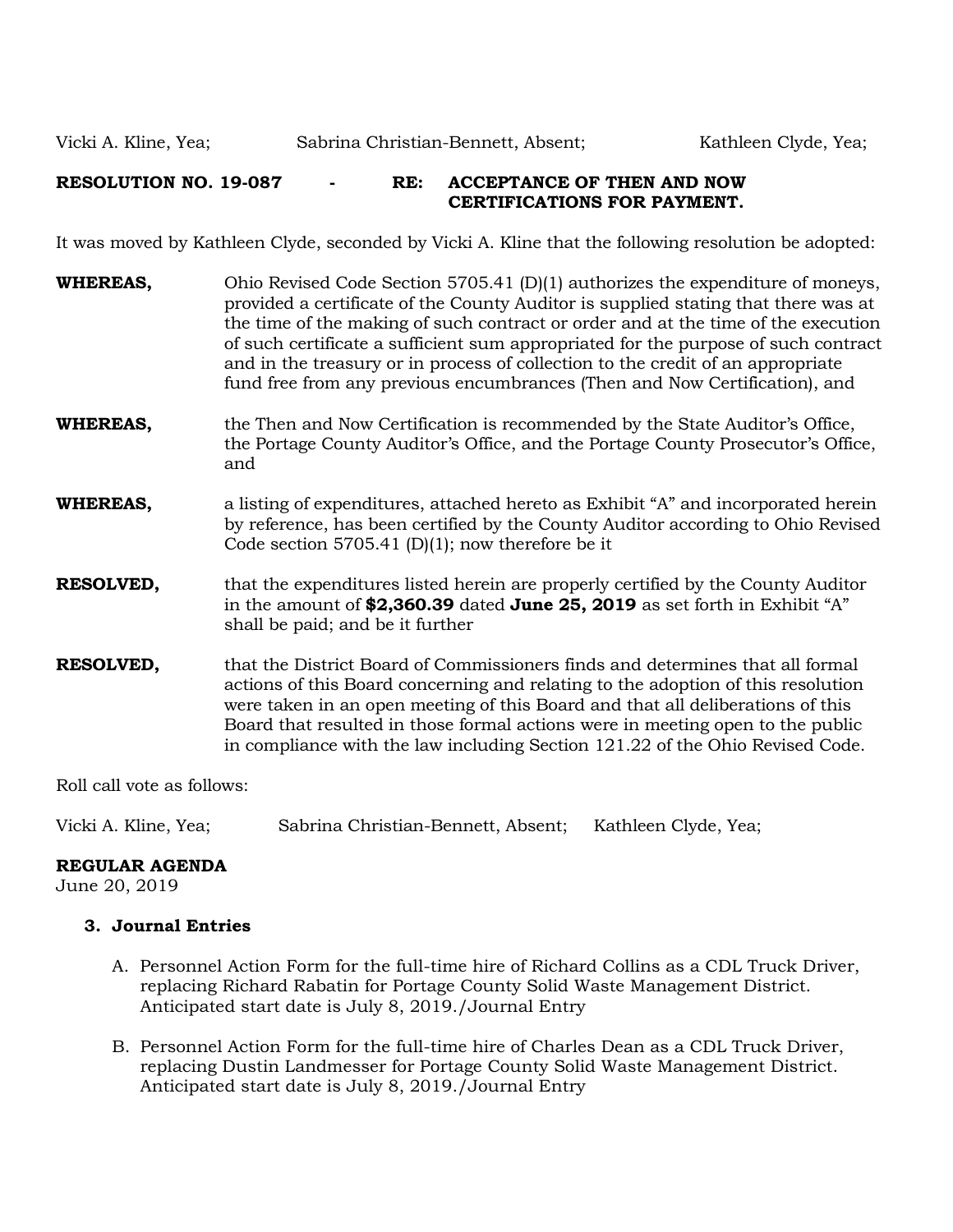Vicki A. Kline, Yea; Sabrina Christian-Bennett, Absent; Kathleen Clyde, Yea;

**RESOLUTION NO. 19-087 - RE: ACCEPTANCE OF THEN AND NOW CERTIFICATIONS FOR PAYMENT.**

It was moved by Kathleen Clyde, seconded by Vicki A. Kline that the following resolution be adopted:

**WHEREAS,** Ohio Revised Code Section 5705.41 (D)(1) authorizes the expenditure of moneys, provided a certificate of the County Auditor is supplied stating that there was at the time of the making of such contract or order and at the time of the execution of such certificate a sufficient sum appropriated for the purpose of such contract and in the treasury or in process of collection to the credit of an appropriate fund free from any previous encumbrances (Then and Now Certification), and

**WHEREAS,** the Then and Now Certification is recommended by the State Auditor's Office, the Portage County Auditor's Office, and the Portage County Prosecutor's Office, and

**WHEREAS,** a listing of expenditures, attached hereto as Exhibit "A" and incorporated herein by reference, has been certified by the County Auditor according to Ohio Revised Code section 5705.41 (D)(1); now therefore be it

**RESOLVED,** that the expenditures listed herein are properly certified by the County Auditor in the amount of **$2,360.39** dated **June 25, 2019** as set forth in Exhibit "A" shall be paid; and be it further

**RESOLVED,** that the District Board of Commissioners finds and determines that all formal actions of this Board concerning and relating to the adoption of this resolution were taken in an open meeting of this Board and that all deliberations of this Board that resulted in those formal actions were in meeting open to the public in compliance with the law including Section 121.22 of the Ohio Revised Code.

Roll call vote as follows:

Vicki A. Kline, Yea; Sabrina Christian-Bennett, Absent; Kathleen Clyde, Yea;

**REGULAR AGENDA**
June 20, 2019

3. **Journal Entries**

   A. Personnel Action Form for the full-time hire of Richard Collins as a CDL Truck Driver, replacing Richard Rabatin for Portage County Solid Waste Management District. Anticipated start date is July 8, 2019./Journal Entry

   B. Personnel Action Form for the full-time hire of Charles Dean as a CDL Truck Driver, replacing Dustin Landmesser for Portage County Solid Waste Management District. Anticipated start date is July 8, 2019./Journal Entry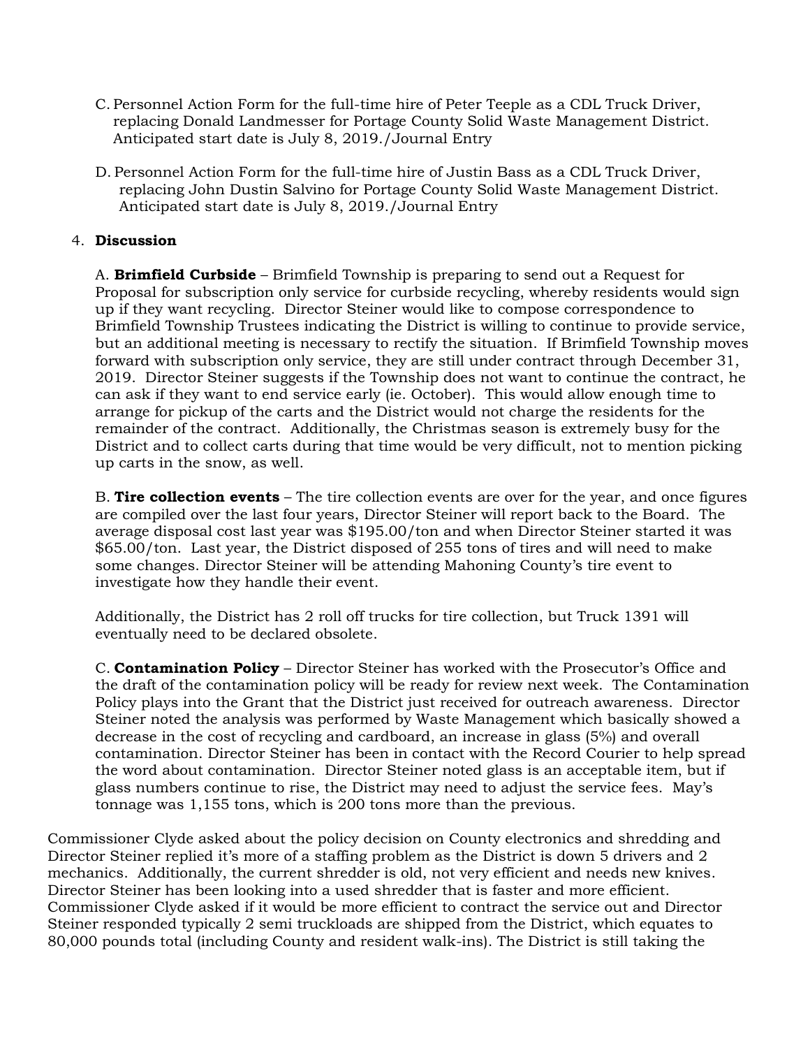C. Personnel Action Form for the full-time hire of Peter Teeple as a CDL Truck Driver, replacing Donald Landmesser for Portage County Solid Waste Management District. Anticipated start date is July 8, 2019./Journal Entry

D. Personnel Action Form for the full-time hire of Justin Bass as a CDL Truck Driver, replacing John Dustin Salvino for Portage County Solid Waste Management District. Anticipated start date is July 8, 2019./Journal Entry

4. **Discussion**

A. **Brimfield Curbside** – Brimfield Township is preparing to send out a Request for Proposal for subscription only service for curbside recycling, whereby residents would sign up if they want recycling. Director Steiner would like to compose correspondence to Brimfield Township Trustees indicating the District is willing to continue to provide service, but an additional meeting is necessary to rectify the situation. If Brimfield Township moves forward with subscription only service, they are still under contract through December 31, 2019. Director Steiner suggests if the Township does not want to continue the contract, he can ask if they want to end service early (ie. October). This would allow enough time to arrange for pickup of the carts and the District would not charge the residents for the remainder of the contract. Additionally, the Christmas season is extremely busy for the District and to collect carts during that time would be very difficult, not to mention picking up carts in the snow, as well.

B. **Tire collection events** – The tire collection events are over for the year, and once figures are compiled over the last four years, Director Steiner will report back to the Board. The average disposal cost last year was $195.00/ton and when Director Steiner started it was $65.00/ton. Last year, the District disposed of 255 tons of tires and will need to make some changes. Director Steiner will be attending Mahoning County's tire event to investigate how they handle their event.

Additionally, the District has 2 roll off trucks for tire collection, but Truck 1391 will eventually need to be declared obsolete.

C. **Contamination Policy** – Director Steiner has worked with the Prosecutor's Office and the draft of the contamination policy will be ready for review next week. The Contamination Policy plays into the Grant that the District just received for outreach awareness. Director Steiner noted the analysis was performed by Waste Management which basically showed a decrease in the cost of recycling and cardboard, an increase in glass (5%) and overall contamination. Director Steiner has been in contact with the Record Courier to help spread the word about contamination. Director Steiner noted glass is an acceptable item, but if glass numbers continue to rise, the District may need to adjust the service fees. May's tonnage was 1,155 tons, which is 200 tons more than the previous.

Commissioner Clyde asked about the policy decision on County electronics and shredding and Director Steiner replied it's more of a staffing problem as the District is down 5 drivers and 2 mechanics. Additionally, the current shredder is old, not very efficient and needs new knives. Director Steiner has been looking into a used shredder that is faster and more efficient. Commissioner Clyde asked if it would be more efficient to contract the service out and Director Steiner responded typically 2 semi truckloads are shipped from the District, which equates to 80,000 pounds total (including County and resident walk-ins). The District is still taking the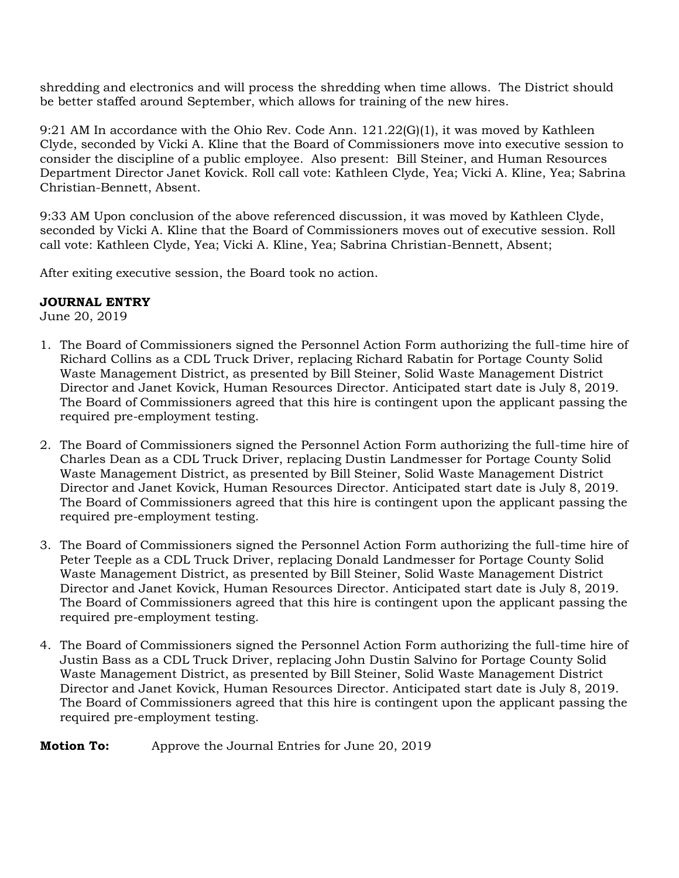shredding and electronics and will process the shredding when time allows. The District should be better staffed around September, which allows for training of the new hires.

9:21 AM In accordance with the Ohio Rev. Code Ann. 121.22(G)(1), it was moved by Kathleen Clyde, seconded by Vicki A. Kline that the Board of Commissioners move into executive session to consider the discipline of a public employee. Also present: Bill Steiner, and Human Resources Department Director Janet Kovick. Roll call vote: Kathleen Clyde, Yea; Vicki A. Kline, Yea; Sabrina Christian-Bennett, Absent.

9:33 AM Upon conclusion of the above referenced discussion, it was moved by Kathleen Clyde, seconded by Vicki A. Kline that the Board of Commissioners moves out of executive session. Roll call vote: Kathleen Clyde, Yea; Vicki A. Kline, Yea; Sabrina Christian-Bennett, Absent;

After exiting executive session, the Board took no action.

**JOURNAL ENTRY**
June 20, 2019

1. The Board of Commissioners signed the Personnel Action Form authorizing the full-time hire of Richard Collins as a CDL Truck Driver, replacing Richard Rabatin for Portage County Solid Waste Management District, as presented by Bill Steiner, Solid Waste Management District Director and Janet Kovick, Human Resources Director. Anticipated start date is July 8, 2019. The Board of Commissioners agreed that this hire is contingent upon the applicant passing the required pre-employment testing.

2. The Board of Commissioners signed the Personnel Action Form authorizing the full-time hire of Charles Dean as a CDL Truck Driver, replacing Dustin Landmesser for Portage County Solid Waste Management District, as presented by Bill Steiner, Solid Waste Management District Director and Janet Kovick, Human Resources Director. Anticipated start date is July 8, 2019. The Board of Commissioners agreed that this hire is contingent upon the applicant passing the required pre-employment testing.

3. The Board of Commissioners signed the Personnel Action Form authorizing the full-time hire of Peter Teeple as a CDL Truck Driver, replacing Donald Landmesser for Portage County Solid Waste Management District, as presented by Bill Steiner, Solid Waste Management District Director and Janet Kovick, Human Resources Director. Anticipated start date is July 8, 2019. The Board of Commissioners agreed that this hire is contingent upon the applicant passing the required pre-employment testing.

4. The Board of Commissioners signed the Personnel Action Form authorizing the full-time hire of Justin Bass as a CDL Truck Driver, replacing John Dustin Salvino for Portage County Solid Waste Management District, as presented by Bill Steiner, Solid Waste Management District Director and Janet Kovick, Human Resources Director. Anticipated start date is July 8, 2019. The Board of Commissioners agreed that this hire is contingent upon the applicant passing the required pre-employment testing.

**Motion To:** Approve the Journal Entries for June 20, 2019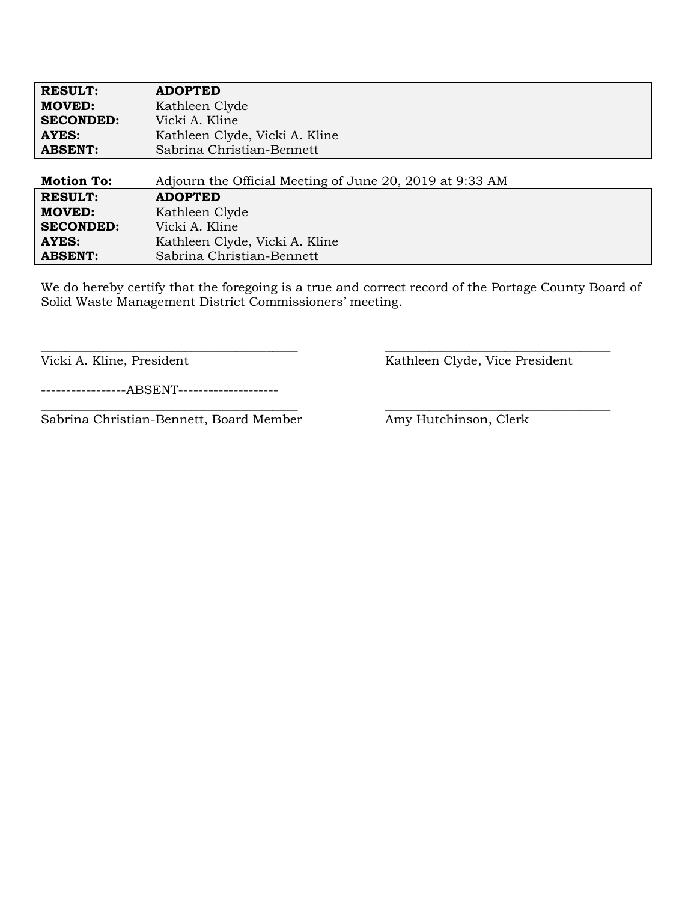| | |
|---|---|
| **RESULT:** | **ADOPTED** |
| **MOVED:** | Kathleen Clyde |
| **SECONDED:** | Vicki A. Kline |
| **AYES:** | Kathleen Clyde, Vicki A. Kline |
| **ABSENT:** | Sabrina Christian-Bennett |

| **Motion To:** | Adjourn the Official Meeting of June 20, 2019 at 9:33 AM |
|---|---|
| **RESULT:** | **ADOPTED** |
| **MOVED:** | Kathleen Clyde |
| **SECONDED:** | Vicki A. Kline |
| **AYES:** | Kathleen Clyde, Vicki A. Kline |
| **ABSENT:** | Sabrina Christian-Bennett |

We do hereby certify that the foregoing is a true and correct record of the Portage County Board of Solid Waste Management District Commissioners' meeting.

_______________________________________
Vicki A. Kline, President

_______________________________________
Kathleen Clyde, Vice President

-----------------ABSENT--------------------
_______________________________________
Sabrina Christian-Bennett, Board Member

_______________________________________
Amy Hutchinson, Clerk